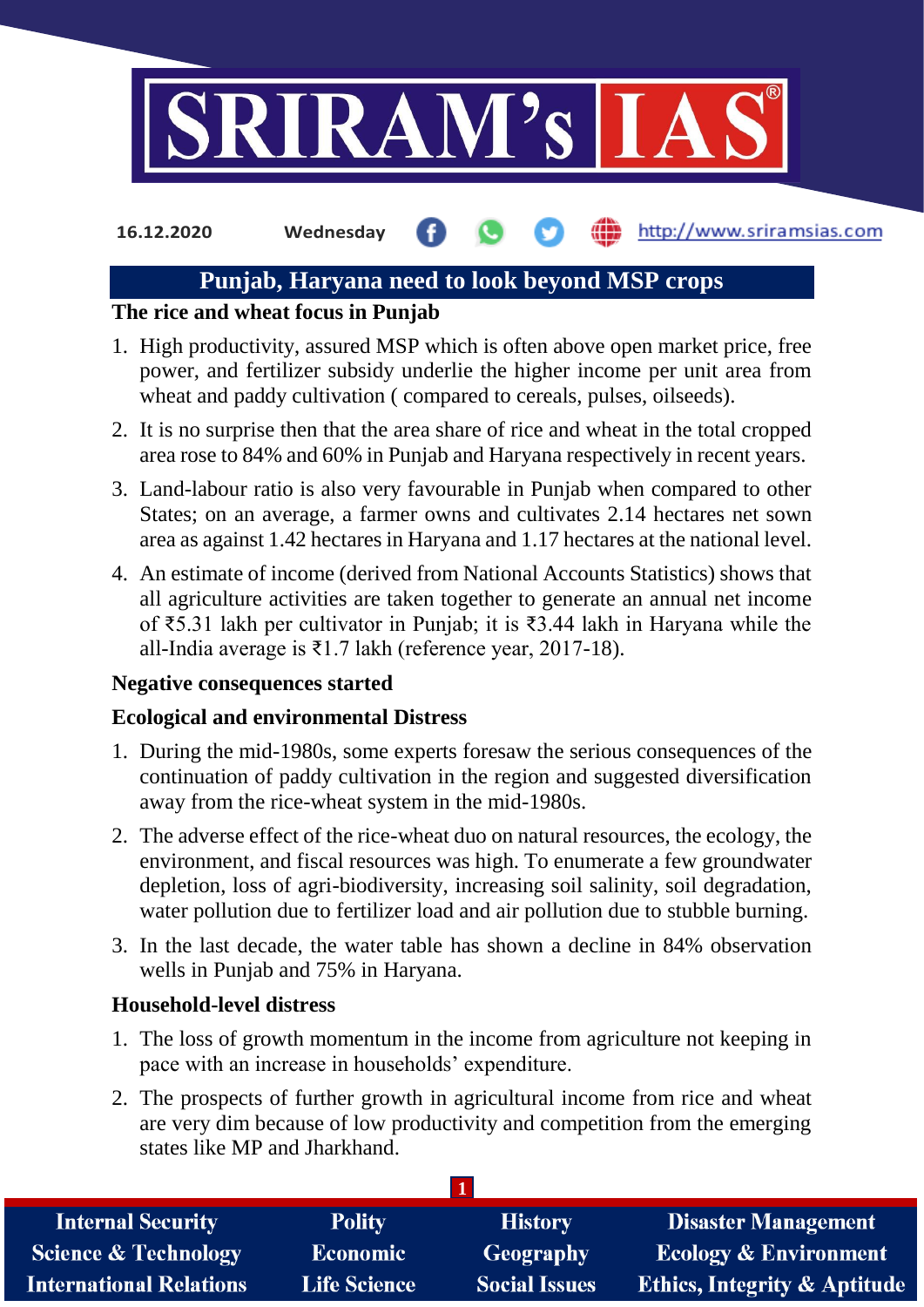16.12.2020 Wednesday http://www.sriramsias.com

# Punjab, Haryana need to look beyond MSP crops

**The rice and wheat focus in Punjab**

1. High productivity, assured MSP which is often above open market price, free power, and fertilizer subsidy underlie the higher income per unit area from wheat and paddy cultivation ( compared to cereals, pulses, oilseeds).
2. It is no surprise then that the area share of rice and wheat in the total cropped area rose to 84% and 60% in Punjab and Haryana respectively in recent years.
3. Land-labour ratio is also very favourable in Punjab when compared to other States; on an average, a farmer owns and cultivates 2.14 hectares net sown area as against 1.42 hectares in Haryana and 1.17 hectares at the national level.
4. An estimate of income (derived from National Accounts Statistics) shows that all agriculture activities are taken together to generate an annual net income of ₹5.31 lakh per cultivator in Punjab; it is ₹3.44 lakh in Haryana while the all-India average is ₹1.7 lakh (reference year, 2017-18).

**Negative consequences started**

**Ecological and environmental Distress**

1. During the mid-1980s, some experts foresaw the serious consequences of the continuation of paddy cultivation in the region and suggested diversification away from the rice-wheat system in the mid-1980s.
2. The adverse effect of the rice-wheat duo on natural resources, the ecology, the environment, and fiscal resources was high. To enumerate a few groundwater depletion, loss of agri-biodiversity, increasing soil salinity, soil degradation, water pollution due to fertilizer load and air pollution due to stubble burning.
3. In the last decade, the water table has shown a decline in 84% observation wells in Punjab and 75% in Haryana.

**Household-level distress**

1. The loss of growth momentum in the income from agriculture not keeping in pace with an increase in households' expenditure.
2. The prospects of further growth in agricultural income from rice and wheat are very dim because of low productivity and competition from the emerging states like MP and Jharkhand.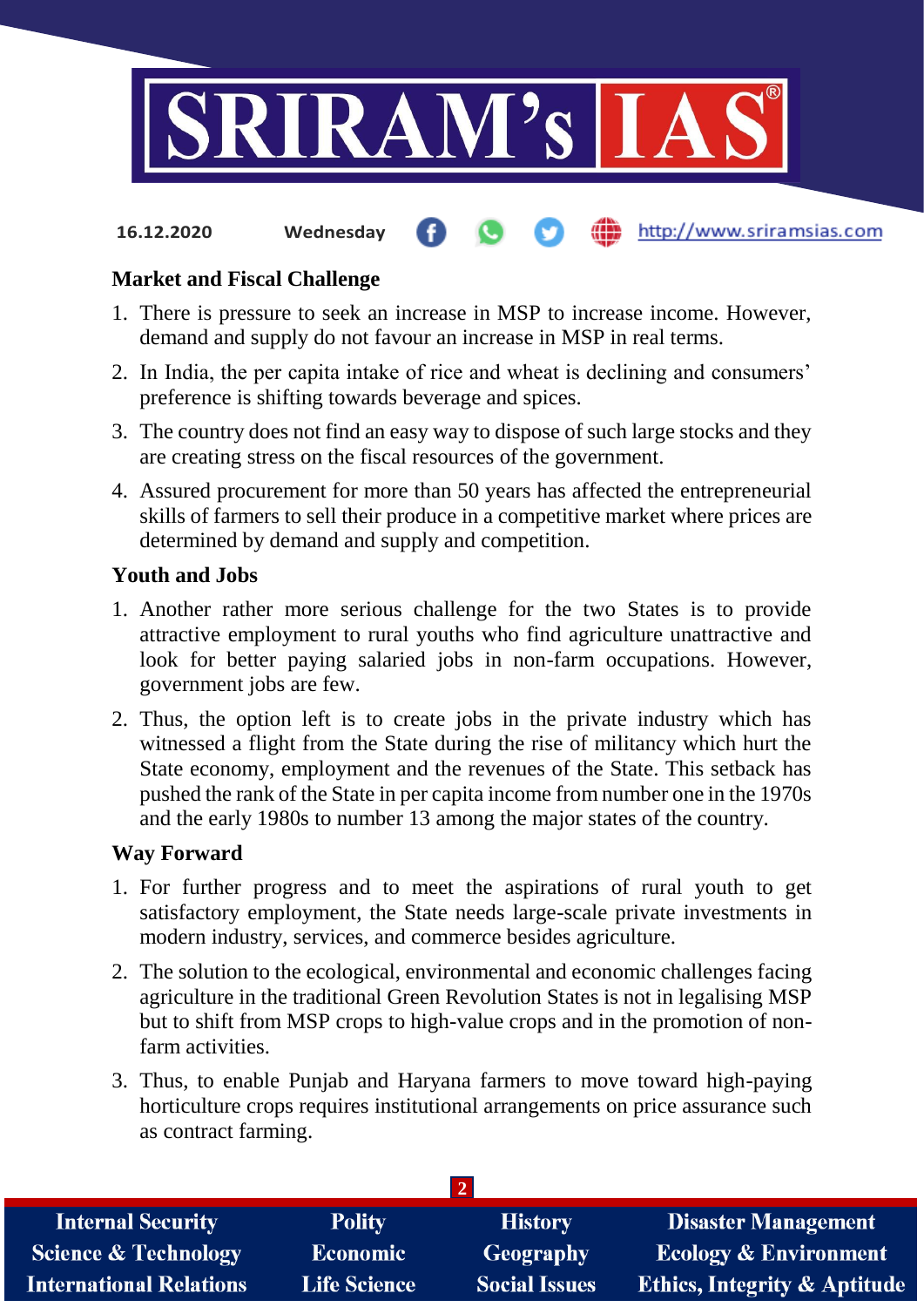### Market and Fiscal Challenge

1. There is pressure to seek an increase in MSP to increase income. However, demand and supply do not favour an increase in MSP in real terms.
2. In India, the per capita intake of rice and wheat is declining and consumers' preference is shifting towards beverage and spices.
3. The country does not find an easy way to dispose of such large stocks and they are creating stress on the fiscal resources of the government.
4. Assured procurement for more than 50 years has affected the entrepreneurial skills of farmers to sell their produce in a competitive market where prices are determined by demand and supply and competition.

### Youth and Jobs

1. Another rather more serious challenge for the two States is to provide attractive employment to rural youths who find agriculture unattractive and look for better paying salaried jobs in non-farm occupations. However, government jobs are few.
2. Thus, the option left is to create jobs in the private industry which has witnessed a flight from the State during the rise of militancy which hurt the State economy, employment and the revenues of the State. This setback has pushed the rank of the State in per capita income from number one in the 1970s and the early 1980s to number 13 among the major states of the country.

### Way Forward

1. For further progress and to meet the aspirations of rural youth to get satisfactory employment, the State needs large-scale private investments in modern industry, services, and commerce besides agriculture.
2. The solution to the ecological, environmental and economic challenges facing agriculture in the traditional Green Revolution States is not in legalising MSP but to shift from MSP crops to high-value crops and in the promotion of non-farm activities.
3. Thus, to enable Punjab and Haryana farmers to move toward high-paying horticulture crops requires institutional arrangements on price assurance such as contract farming.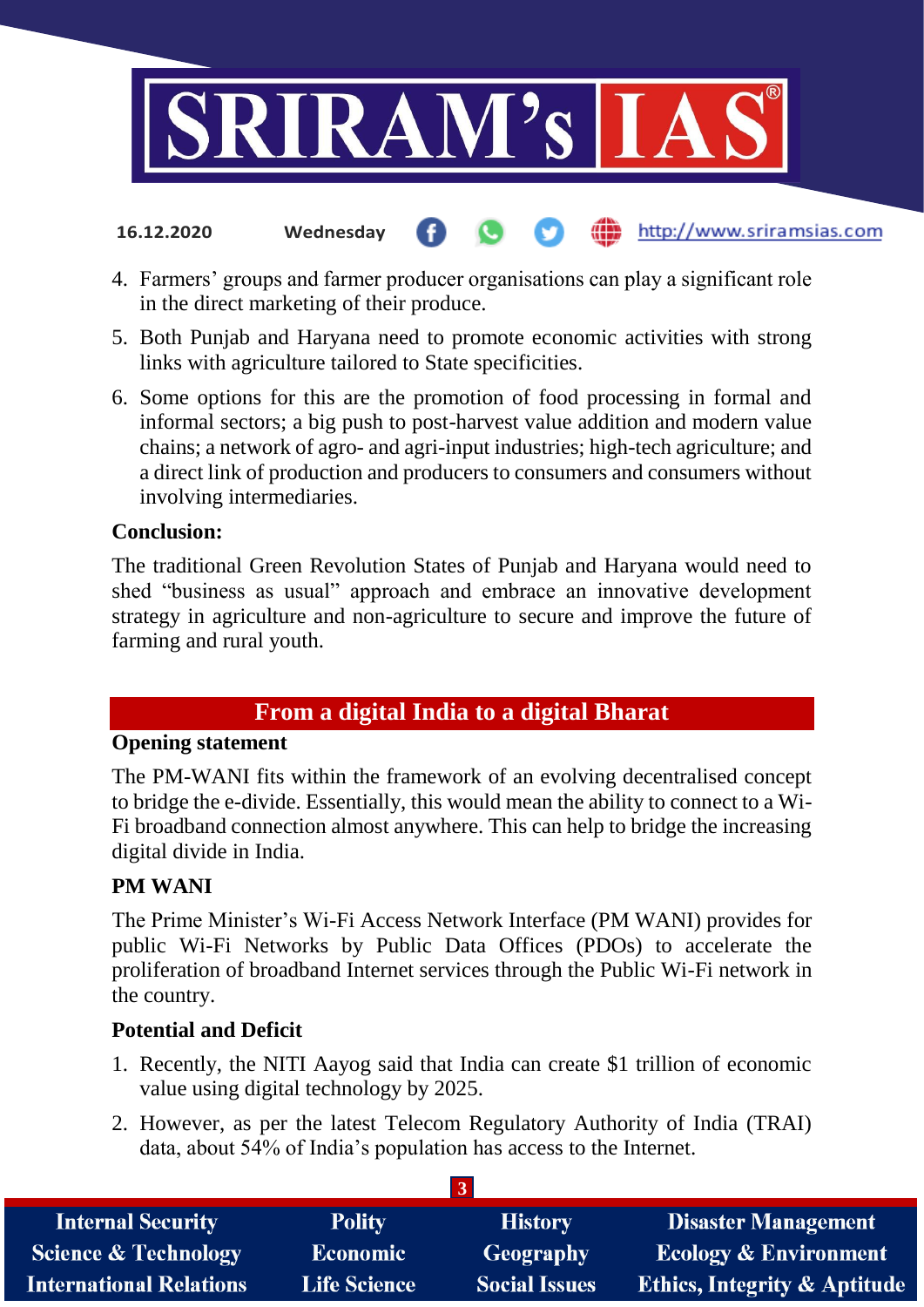4. Farmers' groups and farmer producer organisations can play a significant role in the direct marketing of their produce.
5. Both Punjab and Haryana need to promote economic activities with strong links with agriculture tailored to State specificities.
6. Some options for this are the promotion of food processing in formal and informal sectors; a big push to post-harvest value addition and modern value chains; a network of agro- and agri-input industries; high-tech agriculture; and a direct link of production and producers to consumers and consumers without involving intermediaries.

**Conclusion:**

The traditional Green Revolution States of Punjab and Haryana would need to shed "business as usual" approach and embrace an innovative development strategy in agriculture and non-agriculture to secure and improve the future of farming and rural youth.

## From a digital India to a digital Bharat

**Opening statement**

The PM-WANI fits within the framework of an evolving decentralised concept to bridge the e-divide. Essentially, this would mean the ability to connect to a Wi-Fi broadband connection almost anywhere. This can help to bridge the increasing digital divide in India.

**PM WANI**

The Prime Minister's Wi-Fi Access Network Interface (PM WANI) provides for public Wi-Fi Networks by Public Data Offices (PDOs) to accelerate the proliferation of broadband Internet services through the Public Wi-Fi network in the country.

**Potential and Deficit**

1. Recently, the NITI Aayog said that India can create $1 trillion of economic value using digital technology by 2025.
2. However, as per the latest Telecom Regulatory Authority of India (TRAI) data, about 54% of India's population has access to the Internet.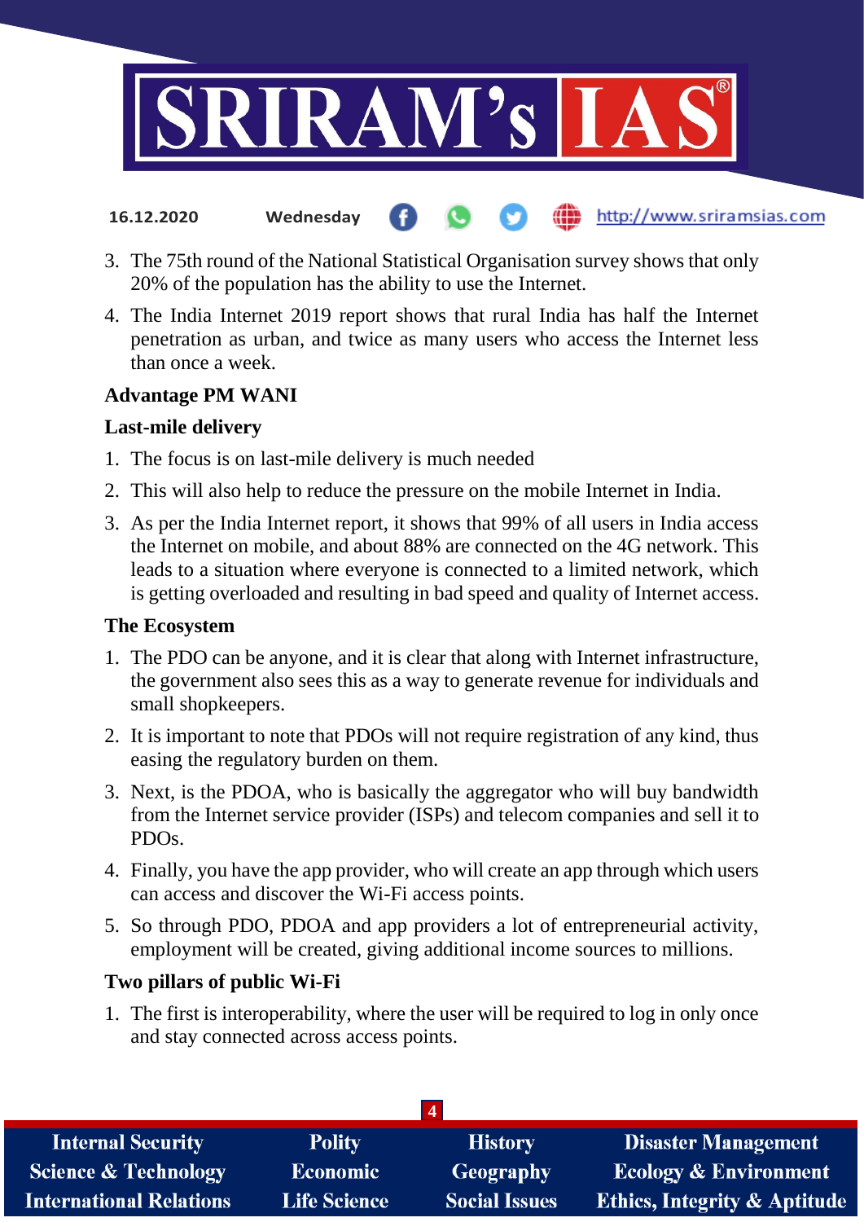3. The 75th round of the National Statistical Organisation survey shows that only 20% of the population has the ability to use the Internet.
4. The India Internet 2019 report shows that rural India has half the Internet penetration as urban, and twice as many users who access the Internet less than once a week.

**Advantage PM WANI**

**Last-mile delivery**

1. The focus is on last-mile delivery is much needed
2. This will also help to reduce the pressure on the mobile Internet in India.
3. As per the India Internet report, it shows that 99% of all users in India access the Internet on mobile, and about 88% are connected on the 4G network. This leads to a situation where everyone is connected to a limited network, which is getting overloaded and resulting in bad speed and quality of Internet access.

**The Ecosystem**

1. The PDO can be anyone, and it is clear that along with Internet infrastructure, the government also sees this as a way to generate revenue for individuals and small shopkeepers.
2. It is important to note that PDOs will not require registration of any kind, thus easing the regulatory burden on them.
3. Next, is the PDOA, who is basically the aggregator who will buy bandwidth from the Internet service provider (ISPs) and telecom companies and sell it to PDOs.
4. Finally, you have the app provider, who will create an app through which users can access and discover the Wi-Fi access points.
5. So through PDO, PDOA and app providers a lot of entrepreneurial activity, employment will be created, giving additional income sources to millions.

**Two pillars of public Wi-Fi**

1. The first is interoperability, where the user will be required to log in only once and stay connected across access points.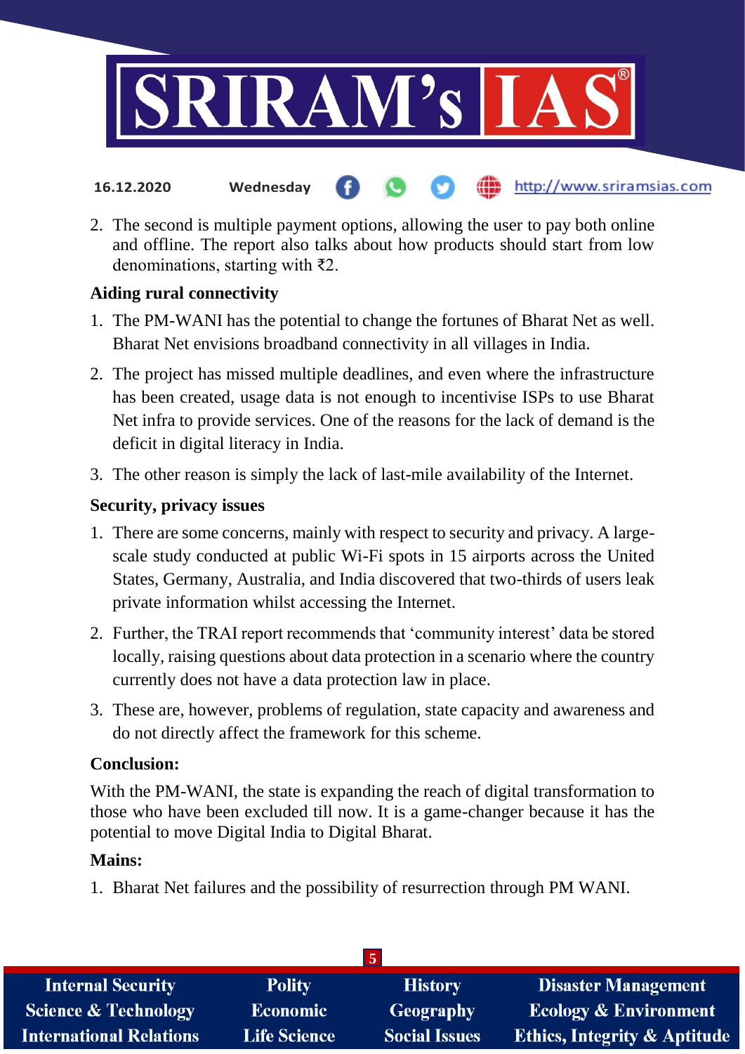2. The second is multiple payment options, allowing the user to pay both online and offline. The report also talks about how products should start from low denominations, starting with ₹2.

**Aiding rural connectivity**

1. The PM-WANI has the potential to change the fortunes of Bharat Net as well. Bharat Net envisions broadband connectivity in all villages in India.
2. The project has missed multiple deadlines, and even where the infrastructure has been created, usage data is not enough to incentivise ISPs to use Bharat Net infra to provide services. One of the reasons for the lack of demand is the deficit in digital literacy in India.
3. The other reason is simply the lack of last-mile availability of the Internet.

**Security, privacy issues**

1. There are some concerns, mainly with respect to security and privacy. A large-scale study conducted at public Wi-Fi spots in 15 airports across the United States, Germany, Australia, and India discovered that two-thirds of users leak private information whilst accessing the Internet.
2. Further, the TRAI report recommends that 'community interest' data be stored locally, raising questions about data protection in a scenario where the country currently does not have a data protection law in place.
3. These are, however, problems of regulation, state capacity and awareness and do not directly affect the framework for this scheme.

**Conclusion:**

With the PM-WANI, the state is expanding the reach of digital transformation to those who have been excluded till now. It is a game-changer because it has the potential to move Digital India to Digital Bharat.

**Mains:**

1. Bharat Net failures and the possibility of resurrection through PM WANI.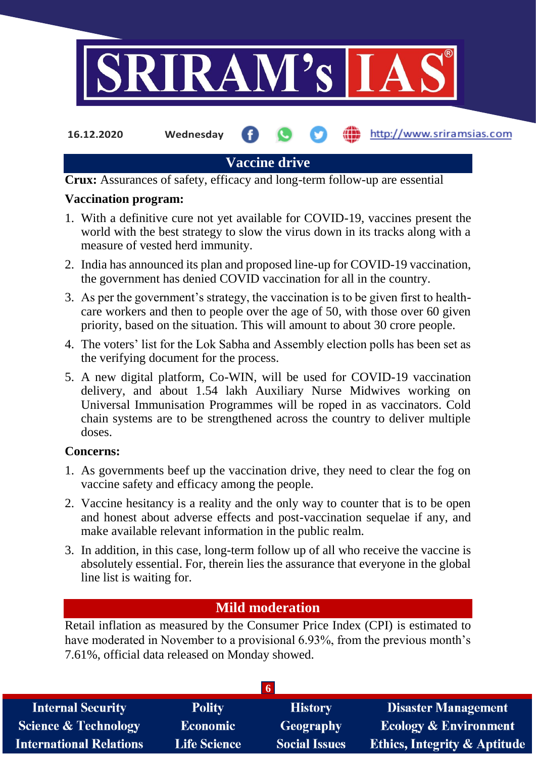## Vaccine drive

**Crux:** Assurances of safety, efficacy and long-term follow-up are essential

**Vaccination program:**

1. With a definitive cure not yet available for COVID-19, vaccines present the world with the best strategy to slow the virus down in its tracks along with a measure of vested herd immunity.
2. India has announced its plan and proposed line-up for COVID-19 vaccination, the government has denied COVID vaccination for all in the country.
3. As per the government's strategy, the vaccination is to be given first to health-care workers and then to people over the age of 50, with those over 60 given priority, based on the situation. This will amount to about 30 crore people.
4. The voters' list for the Lok Sabha and Assembly election polls has been set as the verifying document for the process.
5. A new digital platform, Co-WIN, will be used for COVID-19 vaccination delivery, and about 1.54 lakh Auxiliary Nurse Midwives working on Universal Immunisation Programmes will be roped in as vaccinators. Cold chain systems are to be strengthened across the country to deliver multiple doses.

**Concerns:**

1. As governments beef up the vaccination drive, they need to clear the fog on vaccine safety and efficacy among the people.
2. Vaccine hesitancy is a reality and the only way to counter that is to be open and honest about adverse effects and post-vaccination sequelae if any, and make available relevant information in the public realm.
3. In addition, in this case, long-term follow up of all who receive the vaccine is absolutely essential. For, therein lies the assurance that everyone in the global line list is waiting for.

## Mild moderation

Retail inflation as measured by the Consumer Price Index (CPI) is estimated to have moderated in November to a provisional 6.93%, from the previous month's 7.61%, official data released on Monday showed.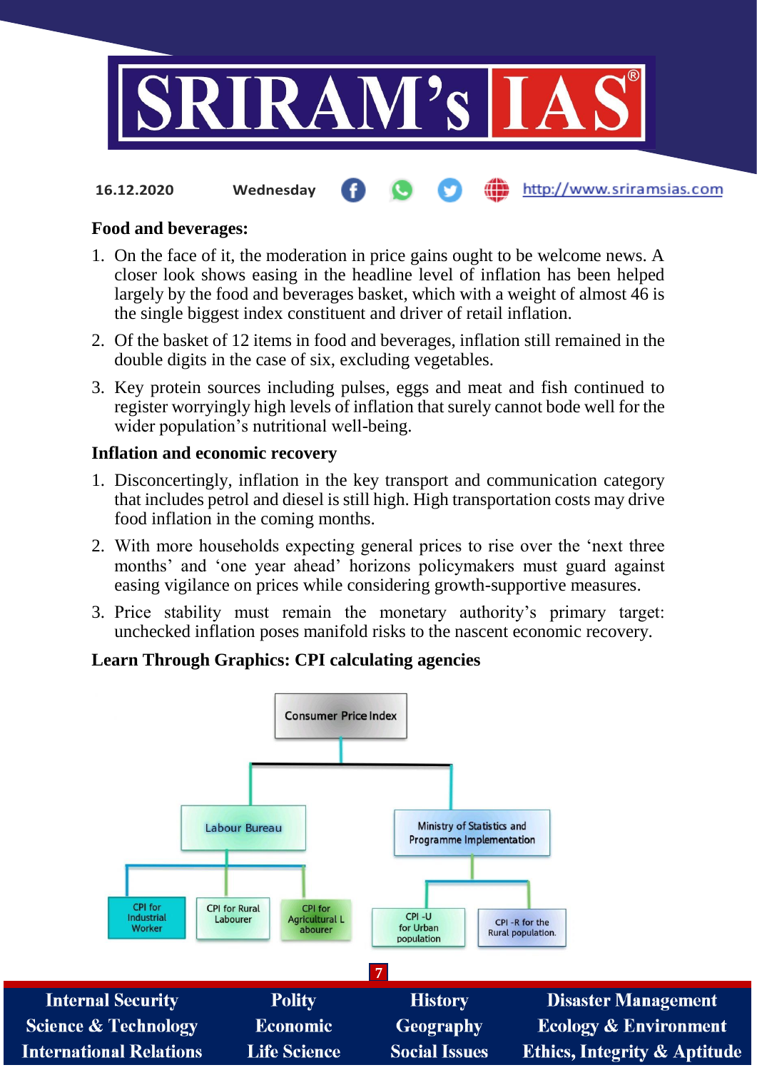**Food and beverages:**

1. On the face of it, the moderation in price gains ought to be welcome news. A closer look shows easing in the headline level of inflation has been helped largely by the food and beverages basket, which with a weight of almost 46 is the single biggest index constituent and driver of retail inflation.
2. Of the basket of 12 items in food and beverages, inflation still remained in the double digits in the case of six, excluding vegetables.
3. Key protein sources including pulses, eggs and meat and fish continued to register worryingly high levels of inflation that surely cannot bode well for the wider population's nutritional well-being.

**Inflation and economic recovery**

1. Disconcertingly, inflation in the key transport and communication category that includes petrol and diesel is still high. High transportation costs may drive food inflation in the coming months.
2. With more households expecting general prices to rise over the 'next three months' and 'one year ahead' horizons policymakers must guard against easing vigilance on prices while considering growth-supportive measures.
3. Price stability must remain the monetary authority's primary target: unchecked inflation poses manifold risks to the nascent economic recovery.

**Learn Through Graphics: CPI calculating agencies**

- Consumer Price Index
  - Labour Bureau
    - CPI for Industrial Worker
    - CPI for Rural Labourer
    - CPI for Agricultural Labourer
  - Ministry of Statistics and Programme Implementation
    - CPI -U for Urban population
    - CPI -R for the Rural population.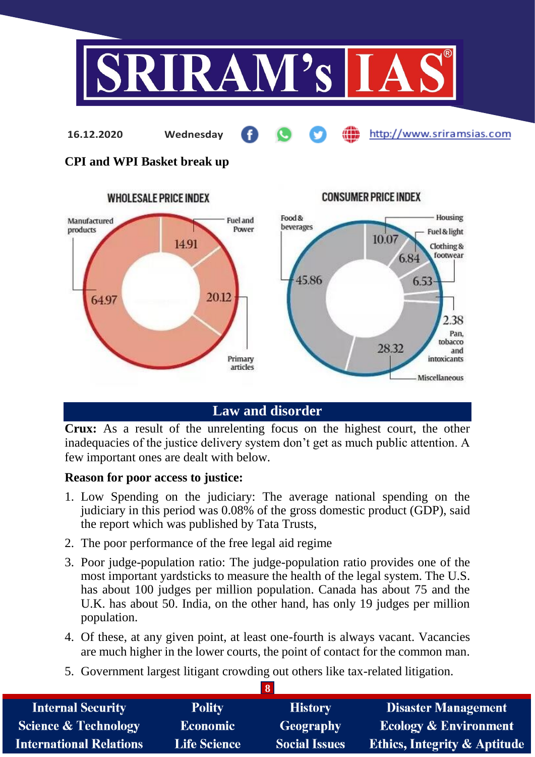16.12.2020 Wednesday http://www.sriramsias.com

**CPI and WPI Basket break up**

WHOLESALE PRICE INDEX

| Component | Weight |
|---|---|
| Manufactured products | 64.97 |
| Fuel and Power | 14.91 |
| Primary articles | 20.12 |

CONSUMER PRICE INDEX

| Component | Weight |
|---|---|
| Food & beverages | 45.86 |
| Housing | 10.07 |
| Fuel & light | 6.84 |
| Clothing & footwear | 6.53 |
| Pan, tobacco and intoxicants | 2.38 |
| Miscellaneous | 28.32 |

## Law and disorder

**Crux:** As a result of the unrelenting focus on the highest court, the other inadequacies of the justice delivery system don't get as much public attention. A few important ones are dealt with below.

**Reason for poor access to justice:**

1. Low Spending on the judiciary: The average national spending on the judiciary in this period was 0.08% of the gross domestic product (GDP), said the report which was published by Tata Trusts,
2. The poor performance of the free legal aid regime
3. Poor judge-population ratio: The judge-population ratio provides one of the most important yardsticks to measure the health of the legal system. The U.S. has about 100 judges per million population. Canada has about 75 and the U.K. has about 50. India, on the other hand, has only 19 judges per million population.
4. Of these, at any given point, at least one-fourth is always vacant. Vacancies are much higher in the lower courts, the point of contact for the common man.
5. Government largest litigant crowding out others like tax-related litigation.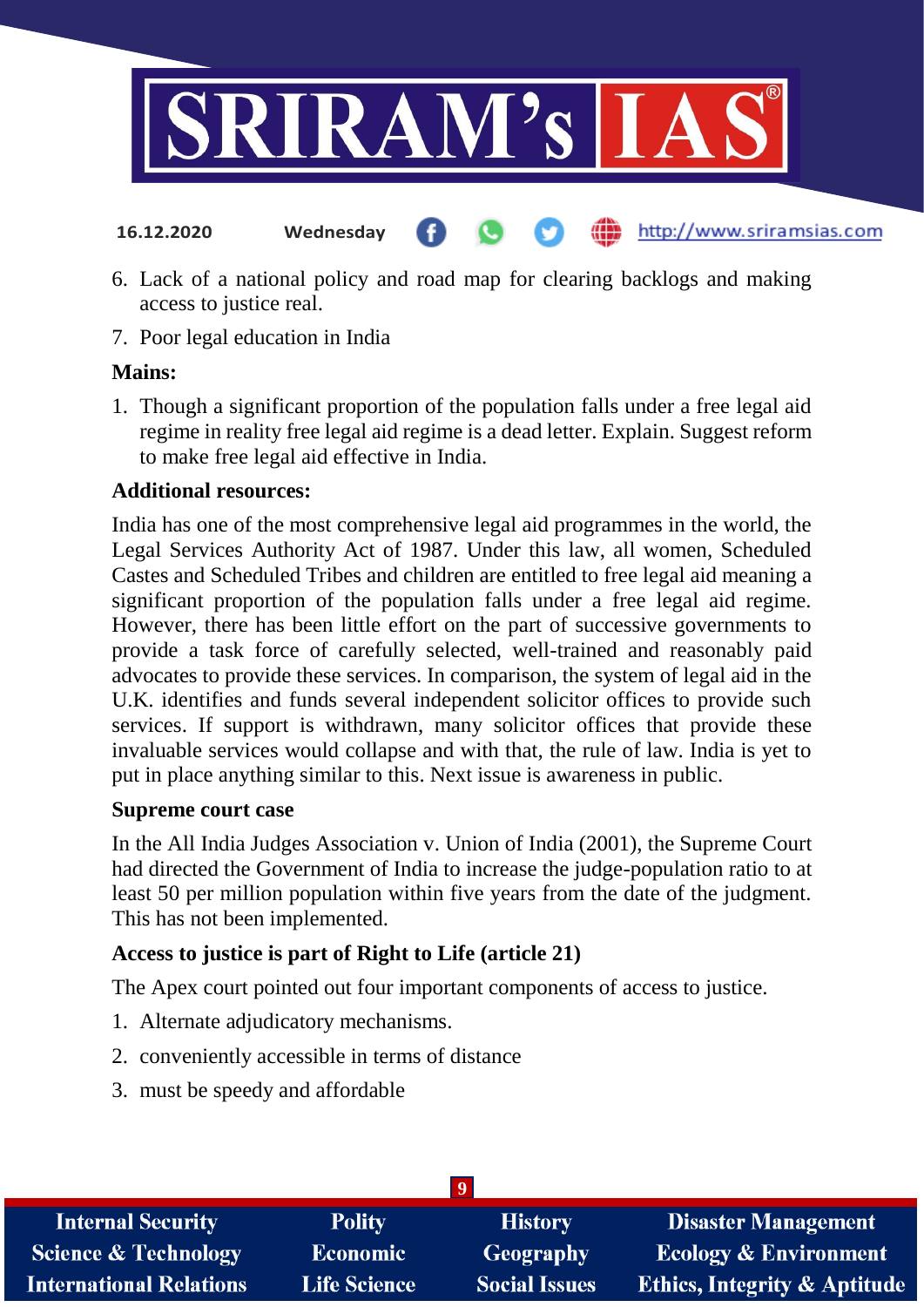6. Lack of a national policy and road map for clearing backlogs and making access to justice real.
7. Poor legal education in India

**Mains:**

1. Though a significant proportion of the population falls under a free legal aid regime in reality free legal aid regime is a dead letter. Explain. Suggest reform to make free legal aid effective in India.

**Additional resources:**

India has one of the most comprehensive legal aid programmes in the world, the Legal Services Authority Act of 1987. Under this law, all women, Scheduled Castes and Scheduled Tribes and children are entitled to free legal aid meaning a significant proportion of the population falls under a free legal aid regime. However, there has been little effort on the part of successive governments to provide a task force of carefully selected, well-trained and reasonably paid advocates to provide these services. In comparison, the system of legal aid in the U.K. identifies and funds several independent solicitor offices to provide such services. If support is withdrawn, many solicitor offices that provide these invaluable services would collapse and with that, the rule of law. India is yet to put in place anything similar to this. Next issue is awareness in public.

**Supreme court case**

In the All India Judges Association v. Union of India (2001), the Supreme Court had directed the Government of India to increase the judge-population ratio to at least 50 per million population within five years from the date of the judgment. This has not been implemented.

**Access to justice is part of Right to Life (article 21)**

The Apex court pointed out four important components of access to justice.

1. Alternate adjudicatory mechanisms.
2. conveniently accessible in terms of distance
3. must be speedy and affordable